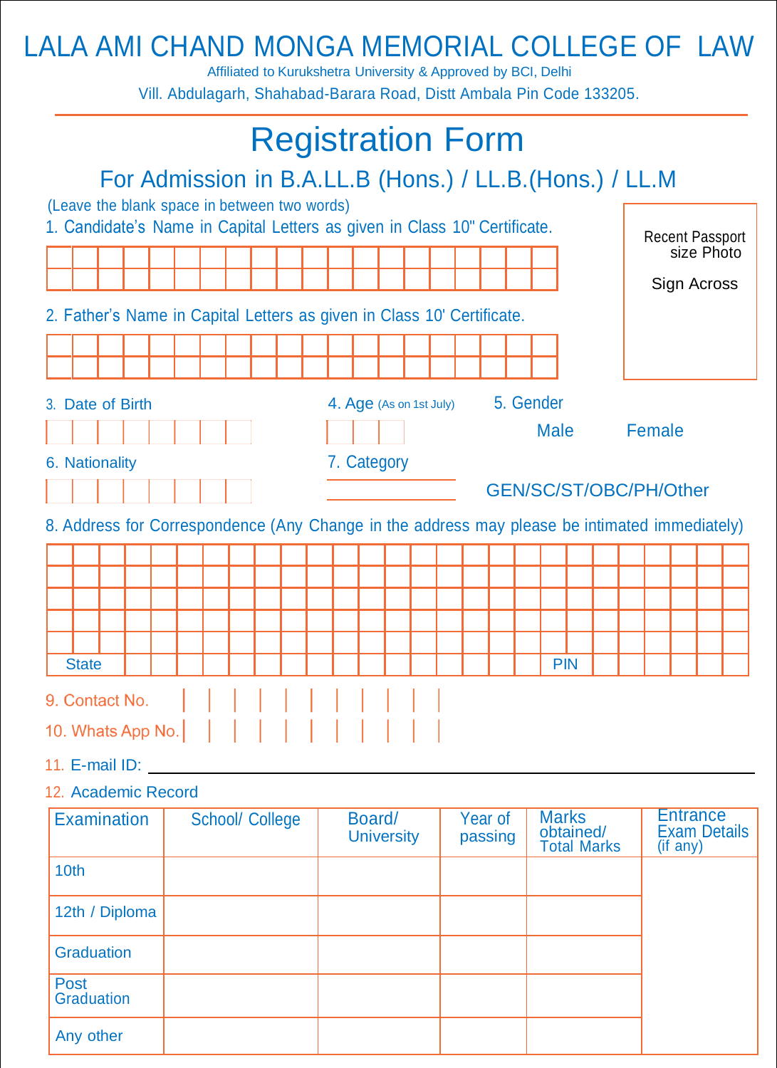# LALA AMI CHAND MONGA MEMORIAL COLLEGE OF LAW

Affiliated to Kurukshetra University & Approved by BCI, Delhi

Vill. Abdulagarh, Shahabad-Barara Road, Distt Ambala Pin Code 133205.

## Registration Form

### For Admission in B.A.LL.B (Hons.) / LL.B.(Hons.) / LL.M

(Leave the blank space in between two words)

Recent Passport size Photo

Sign Across

1. Candidate's Name in Capital Letters as given in Class 10" Certificate.

2. Father's Name in Capital Letters as given in Class 10' Certificate.

3. Date of Birth

4. Age (As on 1st July)

5. Gender

Male Female

6. Nationality

7. Category

GEN/SC/ST/OBC/PH/Other

8. Address for Correspondence (Any Change in the address may please be intimated immediately)

State PIN

9. Contact No.

10. Whats App No.

11. E-mail ID: ____________________

12. Academic Record

| Examination | School/ College | Board/ University | Year of passing | Marks obtained/ Total Marks | Entrance Exam Details (if any) |
|---|---|---|---|---|---|
| 10th | | | | | |
| 12th / Diploma | | | | | |
| Graduation | | | | | |
| Post Graduation | | | | | |
| Any other | | | | | |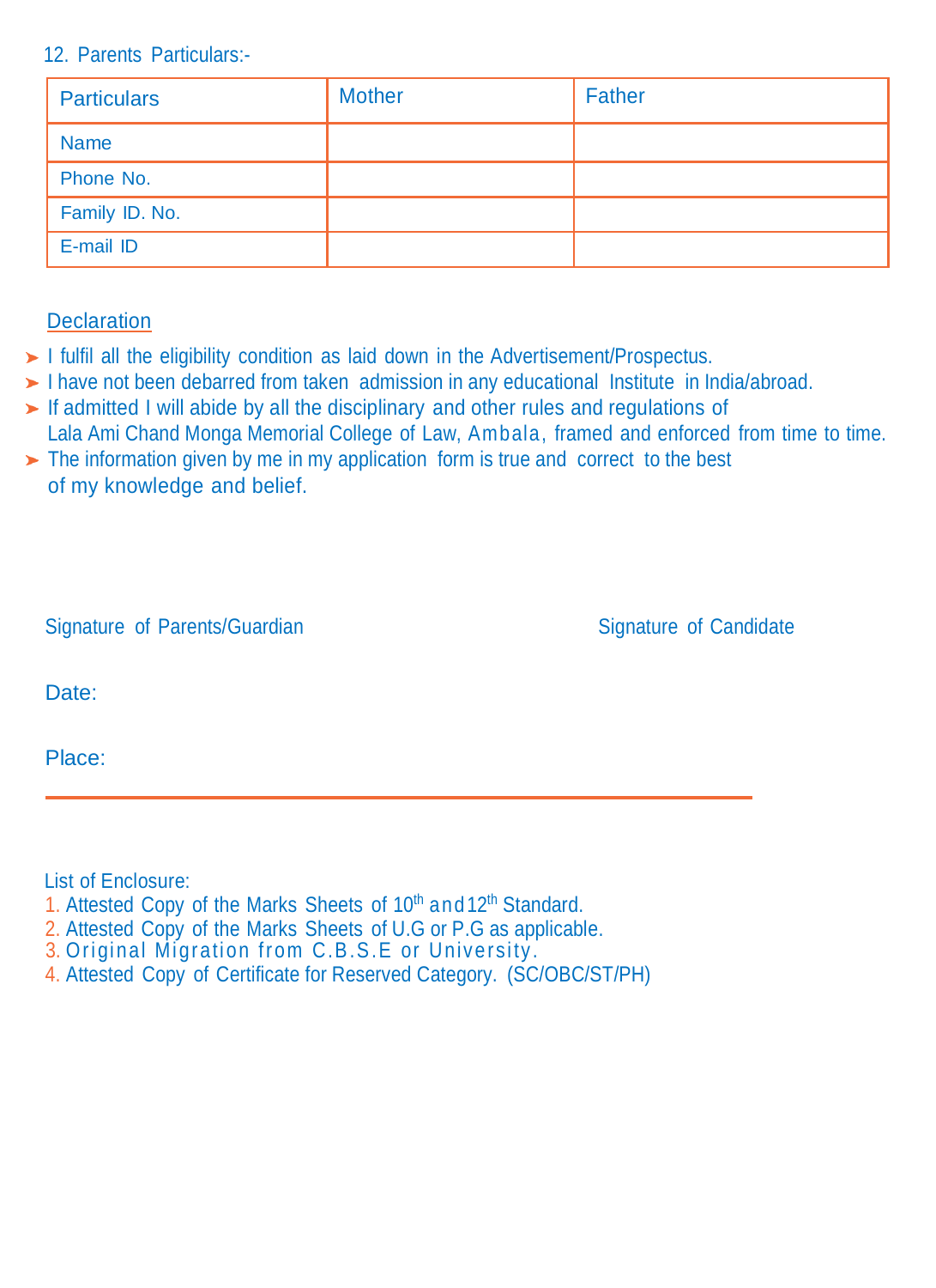12. Parents Particulars:-

| Particulars | Mother | Father |
|---|---|---|
| Name | | |
| Phone No. | | |
| Family ID. No. | | |
| E-mail ID | | |

## Declaration

- I fulfil all the eligibility condition as laid down in the Advertisement/Prospectus.
- I have not been debarred from taken admission in any educational Institute in India/abroad.
- If admitted I will abide by all the disciplinary and other rules and regulations of Lala Ami Chand Monga Memorial College of Law, Ambala, framed and enforced from time to time.
- The information given by me in my application form is true and correct to the best of my knowledge and belief.

Signature of Parents/Guardian

Signature of Candidate

Date:

Place:

---

List of Enclosure:

1. Attested Copy of the Marks Sheets of 10th and 12th Standard.
2. Attested Copy of the Marks Sheets of U.G or P.G as applicable.
3. Original Migration from C.B.S.E or University.
4. Attested Copy of Certificate for Reserved Category. (SC/OBC/ST/PH)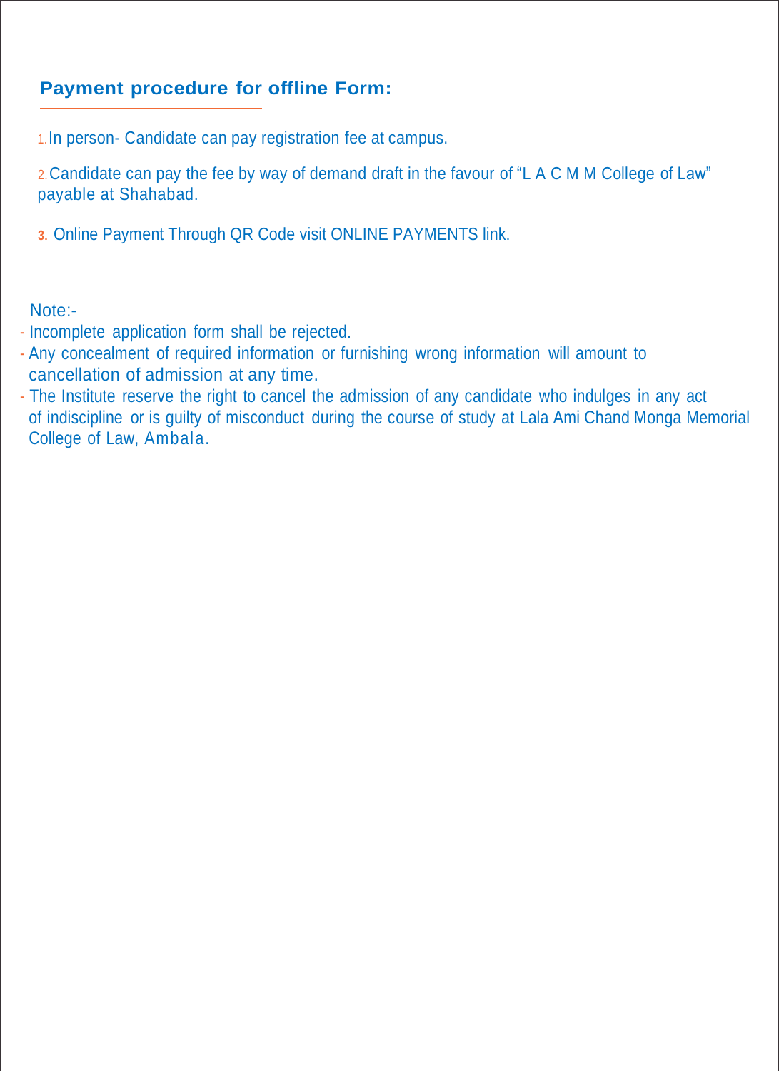## Payment procedure for offline Form:

1. In person- Candidate can pay registration fee at campus.
2. Candidate can pay the fee by way of demand draft in the favour of "L A C M M College of Law" payable at Shahabad.
3. Online Payment Through QR Code visit ONLINE PAYMENTS link.

Note:-

- Incomplete application form shall be rejected.
- Any concealment of required information or furnishing wrong information will amount to cancellation of admission at any time.
- The Institute reserve the right to cancel the admission of any candidate who indulges in any act of indiscipline or is guilty of misconduct during the course of study at Lala Ami Chand Monga Memorial College of Law, Ambala.